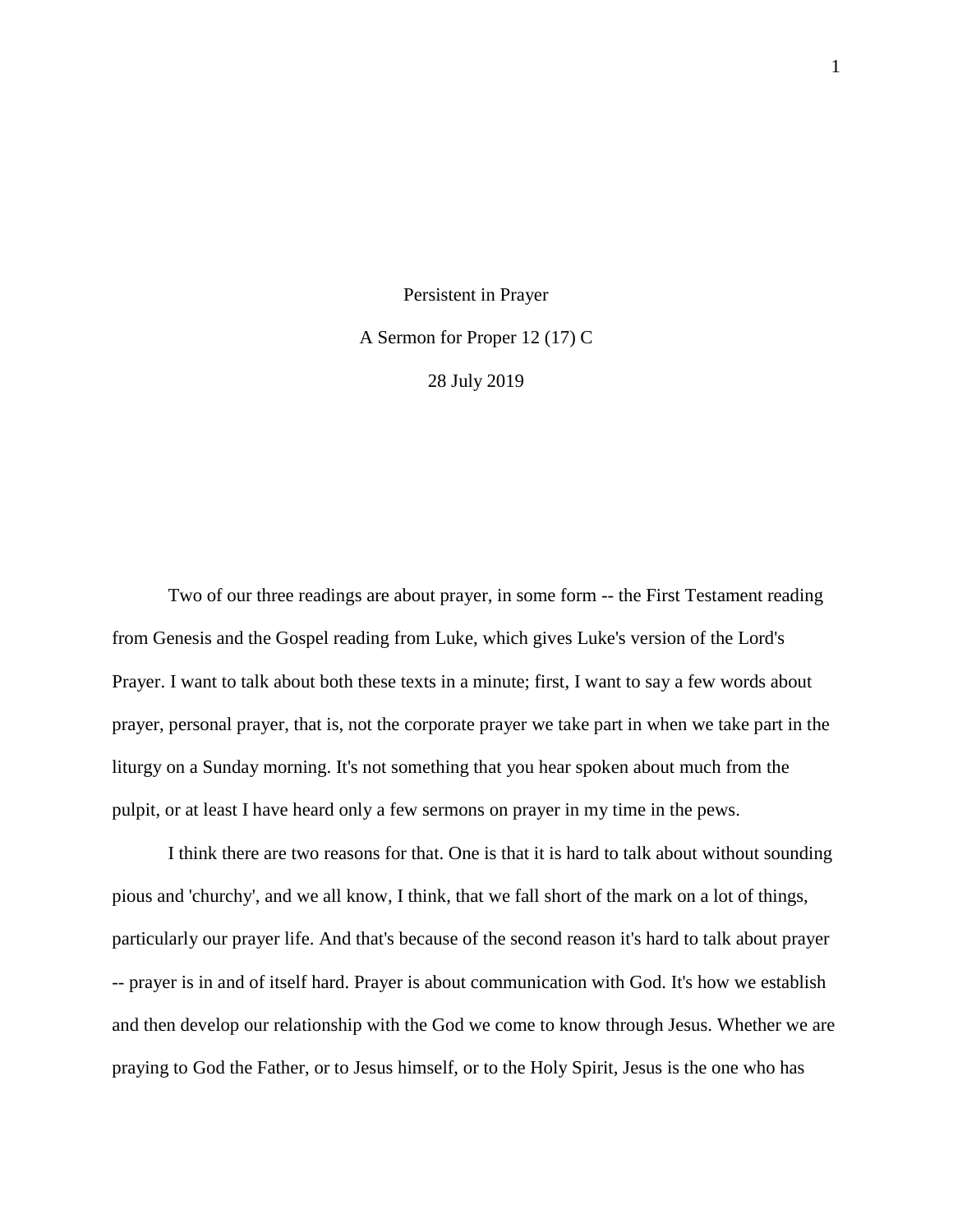# Persistent in Prayer

A Sermon for Proper 12 (17) C

28 July 2019

Two of our three readings are about prayer, in some form -- the First Testament reading from Genesis and the Gospel reading from Luke, which gives Luke's version of the Lord's Prayer. I want to talk about both these texts in a minute; first, I want to say a few words about prayer, personal prayer, that is, not the corporate prayer we take part in when we take part in the liturgy on a Sunday morning. It's not something that you hear spoken about much from the pulpit, or at least I have heard only a few sermons on prayer in my time in the pews.

I think there are two reasons for that. One is that it is hard to talk about without sounding pious and 'churchy', and we all know, I think, that we fall short of the mark on a lot of things, particularly our prayer life. And that's because of the second reason it's hard to talk about prayer -- prayer is in and of itself hard. Prayer is about communication with God. It's how we establish and then develop our relationship with the God we come to know through Jesus. Whether we are praying to God the Father, or to Jesus himself, or to the Holy Spirit, Jesus is the one who has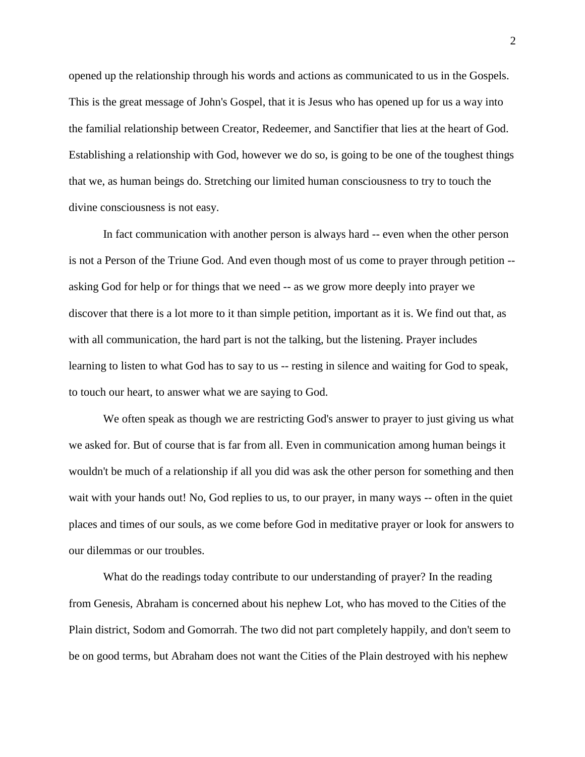opened up the relationship through his words and actions as communicated to us in the Gospels. This is the great message of John's Gospel, that it is Jesus who has opened up for us a way into the familial relationship between Creator, Redeemer, and Sanctifier that lies at the heart of God. Establishing a relationship with God, however we do so, is going to be one of the toughest things that we, as human beings do. Stretching our limited human consciousness to try to touch the divine consciousness is not easy.

In fact communication with another person is always hard -- even when the other person is not a Person of the Triune God. And even though most of us come to prayer through petition -- asking God for help or for things that we need -- as we grow more deeply into prayer we discover that there is a lot more to it than simple petition, important as it is. We find out that, as with all communication, the hard part is not the talking, but the listening. Prayer includes learning to listen to what God has to say to us -- resting in silence and waiting for God to speak, to touch our heart, to answer what we are saying to God.

We often speak as though we are restricting God's answer to prayer to just giving us what we asked for. But of course that is far from all. Even in communication among human beings it wouldn't be much of a relationship if all you did was ask the other person for something and then wait with your hands out! No, God replies to us, to our prayer, in many ways -- often in the quiet places and times of our souls, as we come before God in meditative prayer or look for answers to our dilemmas or our troubles.

What do the readings today contribute to our understanding of prayer? In the reading from Genesis, Abraham is concerned about his nephew Lot, who has moved to the Cities of the Plain district, Sodom and Gomorrah. The two did not part completely happily, and don't seem to be on good terms, but Abraham does not want the Cities of the Plain destroyed with his nephew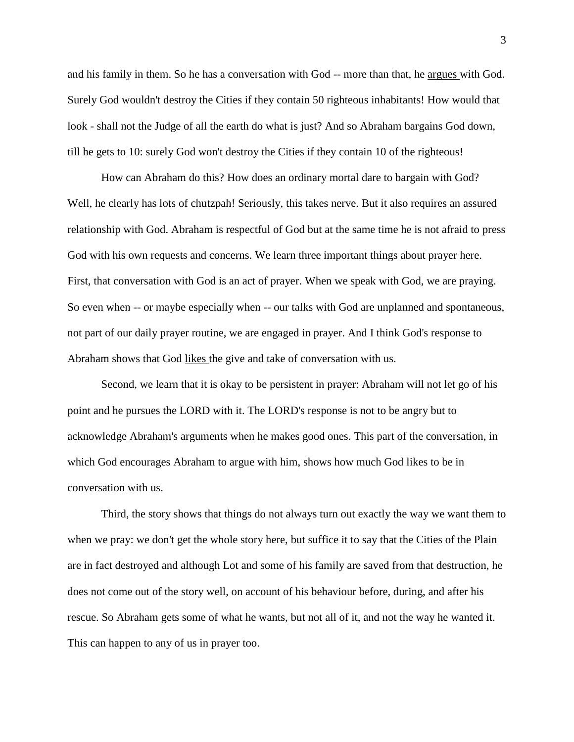and his family in them. So he has a conversation with God -- more than that, he <u>argues</u> with God. Surely God wouldn't destroy the Cities if they contain 50 righteous inhabitants! How would that look - shall not the Judge of all the earth do what is just? And so Abraham bargains God down, till he gets to 10: surely God won't destroy the Cities if they contain 10 of the righteous!

How can Abraham do this? How does an ordinary mortal dare to bargain with God? Well, he clearly has lots of chutzpah! Seriously, this takes nerve. But it also requires an assured relationship with God. Abraham is respectful of God but at the same time he is not afraid to press God with his own requests and concerns. We learn three important things about prayer here. First, that conversation with God is an act of prayer. When we speak with God, we are praying. So even when -- or maybe especially when -- our talks with God are unplanned and spontaneous, not part of our daily prayer routine, we are engaged in prayer. And I think God's response to Abraham shows that God <u>likes</u> the give and take of conversation with us.

Second, we learn that it is okay to be persistent in prayer: Abraham will not let go of his point and he pursues the LORD with it. The LORD's response is not to be angry but to acknowledge Abraham's arguments when he makes good ones. This part of the conversation, in which God encourages Abraham to argue with him, shows how much God likes to be in conversation with us.

Third, the story shows that things do not always turn out exactly the way we want them to when we pray: we don't get the whole story here, but suffice it to say that the Cities of the Plain are in fact destroyed and although Lot and some of his family are saved from that destruction, he does not come out of the story well, on account of his behaviour before, during, and after his rescue. So Abraham gets some of what he wants, but not all of it, and not the way he wanted it. This can happen to any of us in prayer too.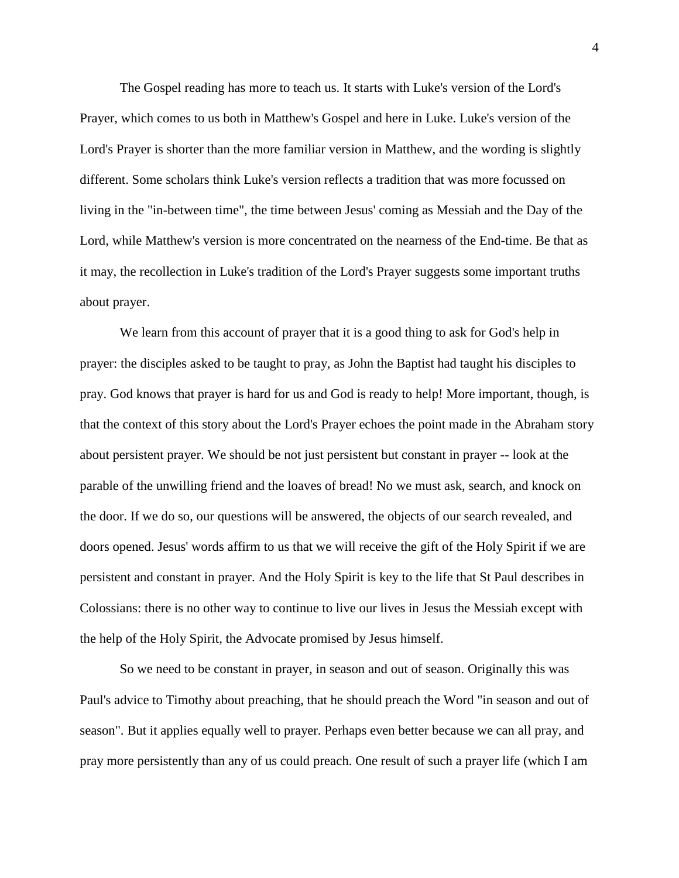The Gospel reading has more to teach us. It starts with Luke's version of the Lord's Prayer, which comes to us both in Matthew's Gospel and here in Luke. Luke's version of the Lord's Prayer is shorter than the more familiar version in Matthew, and the wording is slightly different. Some scholars think Luke's version reflects a tradition that was more focussed on living in the "in-between time", the time between Jesus' coming as Messiah and the Day of the Lord, while Matthew's version is more concentrated on the nearness of the End-time. Be that as it may, the recollection in Luke's tradition of the Lord's Prayer suggests some important truths about prayer.

We learn from this account of prayer that it is a good thing to ask for God's help in prayer: the disciples asked to be taught to pray, as John the Baptist had taught his disciples to pray. God knows that prayer is hard for us and God is ready to help! More important, though, is that the context of this story about the Lord's Prayer echoes the point made in the Abraham story about persistent prayer. We should be not just persistent but constant in prayer -- look at the parable of the unwilling friend and the loaves of bread! No we must ask, search, and knock on the door. If we do so, our questions will be answered, the objects of our search revealed, and doors opened. Jesus' words affirm to us that we will receive the gift of the Holy Spirit if we are persistent and constant in prayer. And the Holy Spirit is key to the life that St Paul describes in Colossians: there is no other way to continue to live our lives in Jesus the Messiah except with the help of the Holy Spirit, the Advocate promised by Jesus himself.

So we need to be constant in prayer, in season and out of season. Originally this was Paul's advice to Timothy about preaching, that he should preach the Word "in season and out of season". But it applies equally well to prayer. Perhaps even better because we can all pray, and pray more persistently than any of us could preach. One result of such a prayer life (which I am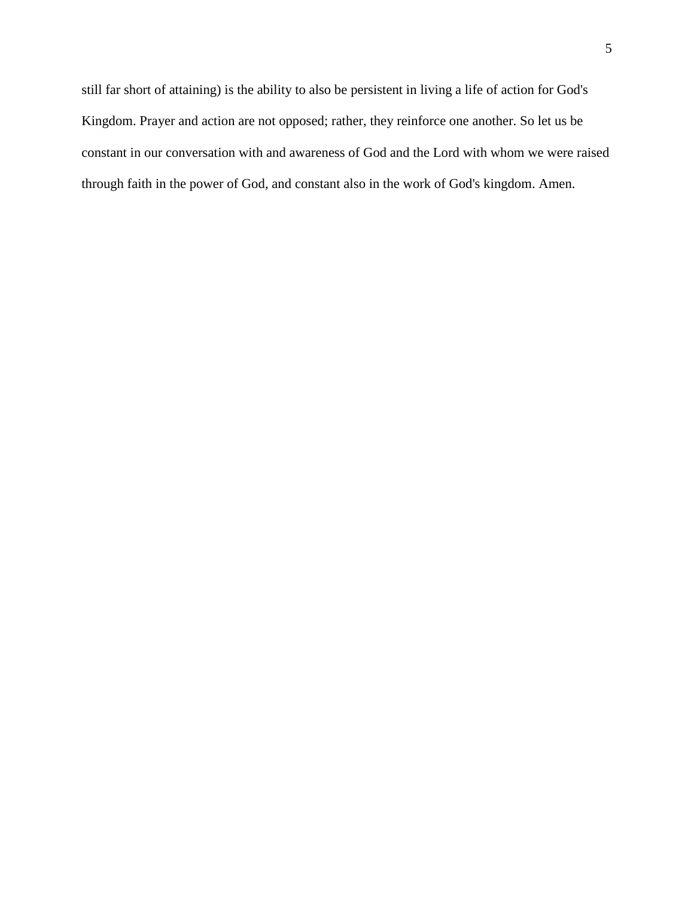still far short of attaining) is the ability to also be persistent in living a life of action for God's Kingdom. Prayer and action are not opposed; rather, they reinforce one another. So let us be constant in our conversation with and awareness of God and the Lord with whom we were raised through faith in the power of God, and constant also in the work of God's kingdom. Amen.